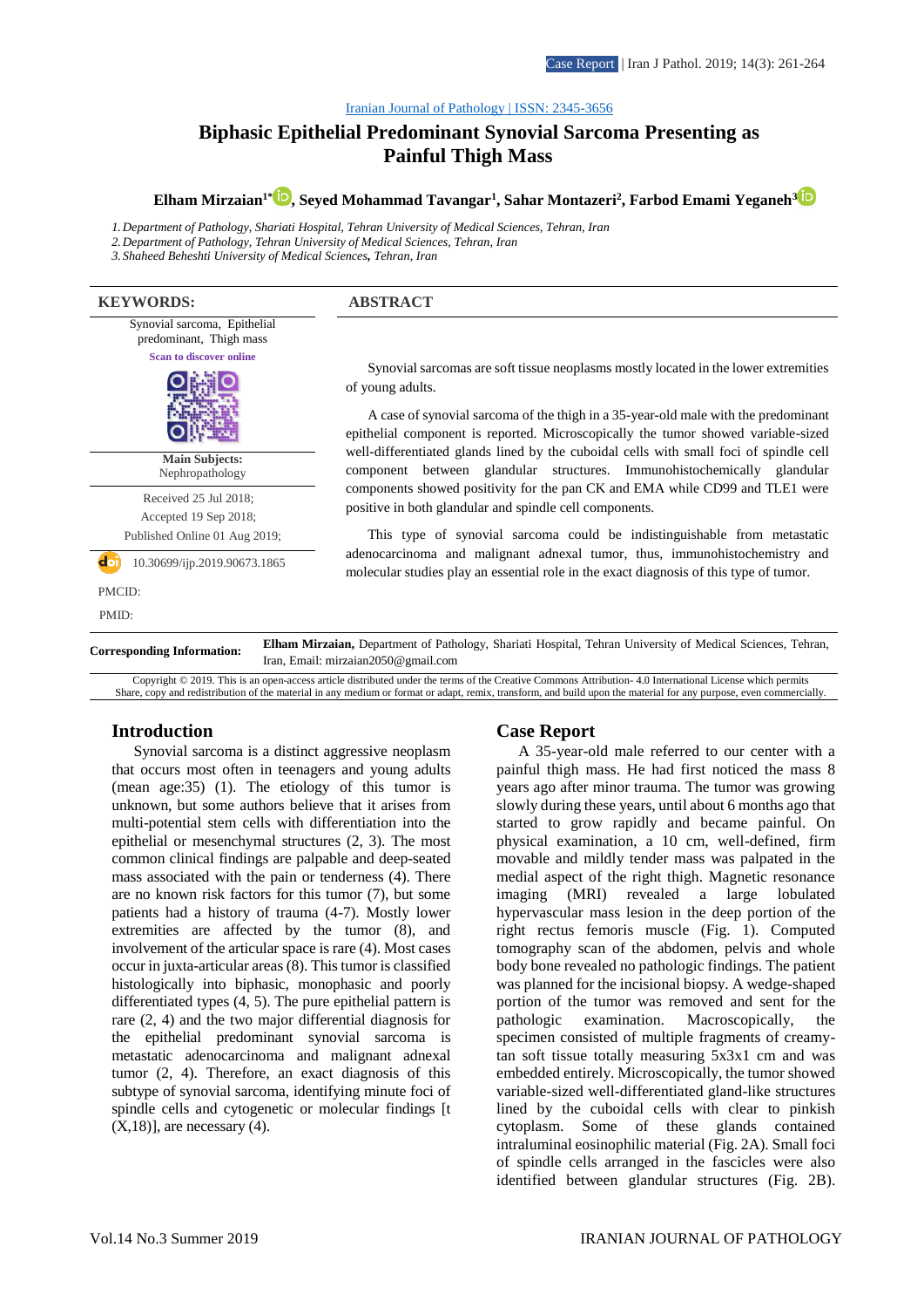Iranian Journal of Pathology | ISSN: 2345-3656

# Biphasic Epithelial Predominant Synovial Sarcoma Presenting as Painful Thigh Mass

**Elham Mirzaian[1*], Seyed Mohammad Tavangar[1], Sahar Montazeri[2], Farbod Emami Yeganeh[3]**

*1. Department of Pathology, Shariati Hospital, Tehran University of Medical Sciences, Tehran, Iran*
*2. Department of Pathology, Tehran University of Medical Sciences, Tehran, Iran*
*3. Shaheed Beheshti University of Medical Sciences, Tehran, Iran*

**KEYWORDS:**

Synovial sarcoma, Epithelial predominant, Thigh mass

Scan to discover online

**Main Subjects:**
Nephropathology

Received 25 Jul 2018;
Accepted 19 Sep 2018;
Published Online 01 Aug 2019;

10.30699/ijp.2019.90673.1865

PMCID:

PMID:

**ABSTRACT**

Synovial sarcomas are soft tissue neoplasms mostly located in the lower extremities of young adults.

A case of synovial sarcoma of the thigh in a 35-year-old male with the predominant epithelial component is reported. Microscopically the tumor showed variable-sized well-differentiated glands lined by the cuboidal cells with small foci of spindle cell component between glandular structures. Immunohistochemically glandular components showed positivity for the pan CK and EMA while CD99 and TLE1 were positive in both glandular and spindle cell components.

This type of synovial sarcoma could be indistinguishable from metastatic adenocarcinoma and malignant adnexal tumor, thus, immunohistochemistry and molecular studies play an essential role in the exact diagnosis of this type of tumor.

**Corresponding Information:** **Elham Mirzaian,** Department of Pathology, Shariati Hospital, Tehran University of Medical Sciences, Tehran, Iran, Email: mirzaian2050@gmail.com

Copyright © 2019. This is an open-access article distributed under the terms of the Creative Commons Attribution- 4.0 International License which permits Share, copy and redistribution of the material in any medium or format or adapt, remix, transform, and build upon the material for any purpose, even commercially.

## Introduction

Synovial sarcoma is a distinct aggressive neoplasm that occurs most often in teenagers and young adults (mean age:35) (1). The etiology of this tumor is unknown, but some authors believe that it arises from multi-potential stem cells with differentiation into the epithelial or mesenchymal structures (2, 3). The most common clinical findings are palpable and deep-seated mass associated with the pain or tenderness (4). There are no known risk factors for this tumor (7), but some patients had a history of trauma (4-7). Mostly lower extremities are affected by the tumor (8), and involvement of the articular space is rare (4). Most cases occur in juxta-articular areas (8). This tumor is classified histologically into biphasic, monophasic and poorly differentiated types (4, 5). The pure epithelial pattern is rare (2, 4) and the two major differential diagnosis for the epithelial predominant synovial sarcoma is metastatic adenocarcinoma and malignant adnexal tumor (2, 4). Therefore, an exact diagnosis of this subtype of synovial sarcoma, identifying minute foci of spindle cells and cytogenetic or molecular findings [t (X,18)], are necessary (4).

## Case Report

A 35-year-old male referred to our center with a painful thigh mass. He had first noticed the mass 8 years ago after minor trauma. The tumor was growing slowly during these years, until about 6 months ago that started to grow rapidly and became painful. On physical examination, a 10 cm, well-defined, firm movable and mildly tender mass was palpated in the medial aspect of the right thigh. Magnetic resonance imaging (MRI) revealed a large lobulated hypervascular mass lesion in the deep portion of the right rectus femoris muscle (Fig. 1). Computed tomography scan of the abdomen, pelvis and whole body bone revealed no pathologic findings. The patient was planned for the incisional biopsy. A wedge-shaped portion of the tumor was removed and sent for the pathologic examination. Macroscopically, the specimen consisted of multiple fragments of creamy-tan soft tissue totally measuring 5x3x1 cm and was embedded entirely. Microscopically, the tumor showed variable-sized well-differentiated gland-like structures lined by the cuboidal cells with clear to pinkish cytoplasm. Some of these glands contained intraluminal eosinophilic material (Fig. 2A). Small foci of spindle cells arranged in the fascicles were also identified between glandular structures (Fig. 2B).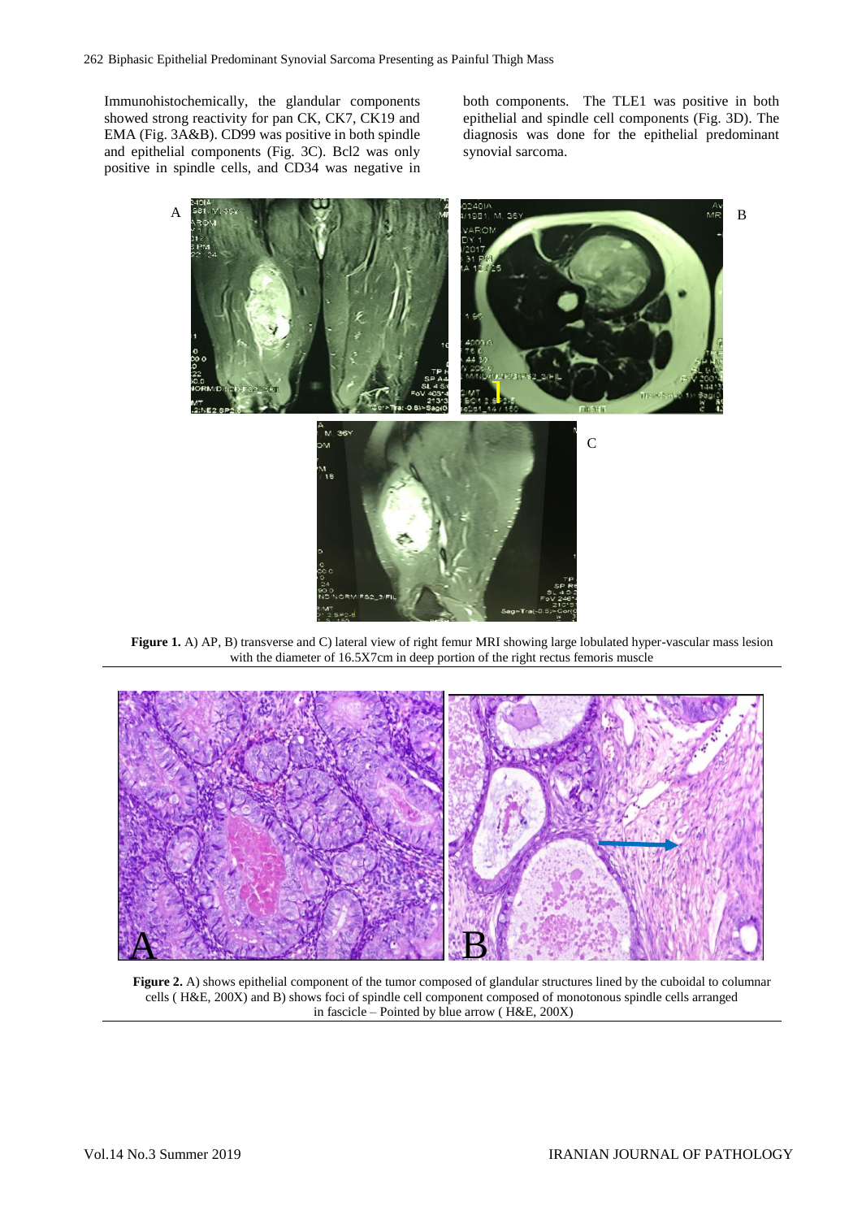Immunohistochemically, the glandular components showed strong reactivity for pan CK, CK7, CK19 and EMA (Fig. 3A&B). CD99 was positive in both spindle and epithelial components (Fig. 3C). Bcl2 was only positive in spindle cells, and CD34 was negative in both components. The TLE1 was positive in both epithelial and spindle cell components (Fig. 3D). The diagnosis was done for the epithelial predominant synovial sarcoma.

**Figure 1.** A) AP, B) transverse and C) lateral view of right femur MRI showing large lobulated hyper-vascular mass lesion with the diameter of 16.5X7cm in deep portion of the right rectus femoris muscle

**Figure 2.** A) shows epithelial component of the tumor composed of glandular structures lined by the cuboidal to columnar cells ( H&E, 200X) and B) shows foci of spindle cell component composed of monotonous spindle cells arranged in fascicle – Pointed by blue arrow ( H&E, 200X)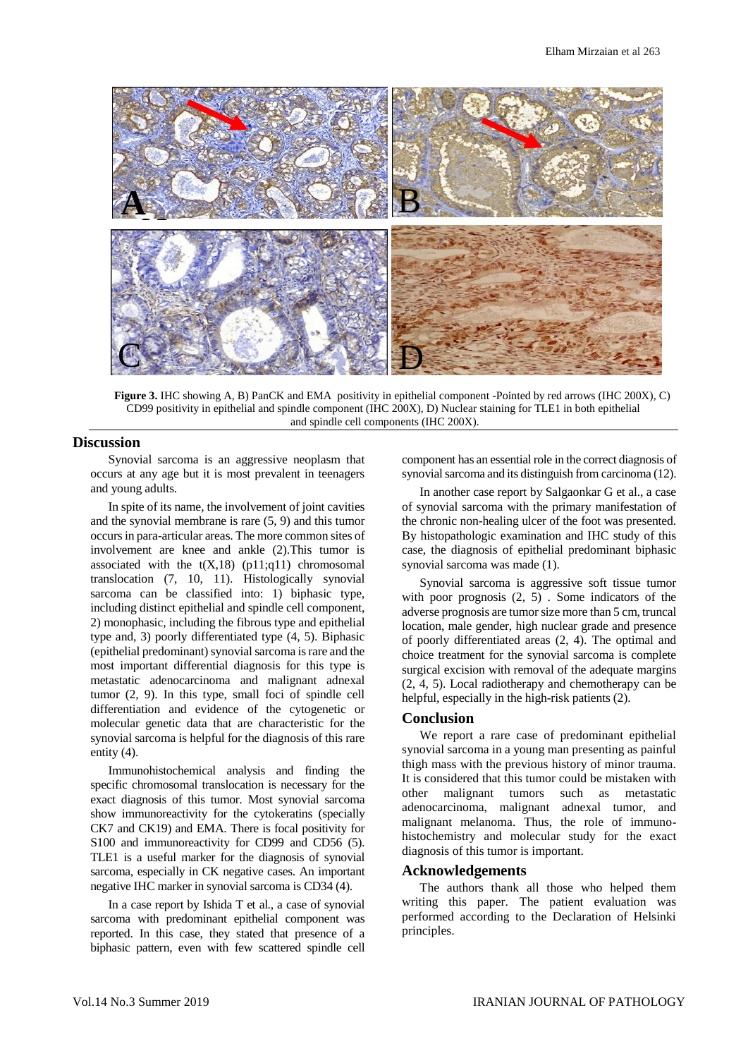**Figure 3.** IHC showing A, B) PanCK and EMA positivity in epithelial component -Pointed by red arrows (IHC 200X), C) CD99 positivity in epithelial and spindle component (IHC 200X), D) Nuclear staining for TLE1 in both epithelial and spindle cell components (IHC 200X).

## Discussion

Synovial sarcoma is an aggressive neoplasm that occurs at any age but it is most prevalent in teenagers and young adults.

In spite of its name, the involvement of joint cavities and the synovial membrane is rare (5, 9) and this tumor occurs in para-articular areas. The more common sites of involvement are knee and ankle (2).This tumor is associated with the t(X,18) (p11;q11) chromosomal translocation (7, 10, 11). Histologically synovial sarcoma can be classified into: 1) biphasic type, including distinct epithelial and spindle cell component, 2) monophasic, including the fibrous type and epithelial type and, 3) poorly differentiated type (4, 5). Biphasic (epithelial predominant) synovial sarcoma is rare and the most important differential diagnosis for this type is metastatic adenocarcinoma and malignant adnexal tumor (2, 9). In this type, small foci of spindle cell differentiation and evidence of the cytogenetic or molecular genetic data that are characteristic for the synovial sarcoma is helpful for the diagnosis of this rare entity (4).

Immunohistochemical analysis and finding the specific chromosomal translocation is necessary for the exact diagnosis of this tumor. Most synovial sarcoma show immunoreactivity for the cytokeratins (specially CK7 and CK19) and EMA. There is focal positivity for S100 and immunoreactivity for CD99 and CD56 (5). TLE1 is a useful marker for the diagnosis of synovial sarcoma, especially in CK negative cases. An important negative IHC marker in synovial sarcoma is CD34 (4).

In a case report by Ishida T et al., a case of synovial sarcoma with predominant epithelial component was reported. In this case, they stated that presence of a biphasic pattern, even with few scattered spindle cell component has an essential role in the correct diagnosis of synovial sarcoma and its distinguish from carcinoma (12).

In another case report by Salgaonkar G et al., a case of synovial sarcoma with the primary manifestation of the chronic non-healing ulcer of the foot was presented. By histopathologic examination and IHC study of this case, the diagnosis of epithelial predominant biphasic synovial sarcoma was made (1).

Synovial sarcoma is aggressive soft tissue tumor with poor prognosis (2, 5) . Some indicators of the adverse prognosis are tumor size more than 5 cm, truncal location, male gender, high nuclear grade and presence of poorly differentiated areas (2, 4). The optimal and choice treatment for the synovial sarcoma is complete surgical excision with removal of the adequate margins (2, 4, 5). Local radiotherapy and chemotherapy can be helpful, especially in the high-risk patients (2).

## Conclusion

We report a rare case of predominant epithelial synovial sarcoma in a young man presenting as painful thigh mass with the previous history of minor trauma. It is considered that this tumor could be mistaken with other malignant tumors such as metastatic adenocarcinoma, malignant adnexal tumor, and malignant melanoma. Thus, the role of immuno-histochemistry and molecular study for the exact diagnosis of this tumor is important.

## Acknowledgements

The authors thank all those who helped them writing this paper. The patient evaluation was performed according to the Declaration of Helsinki principles.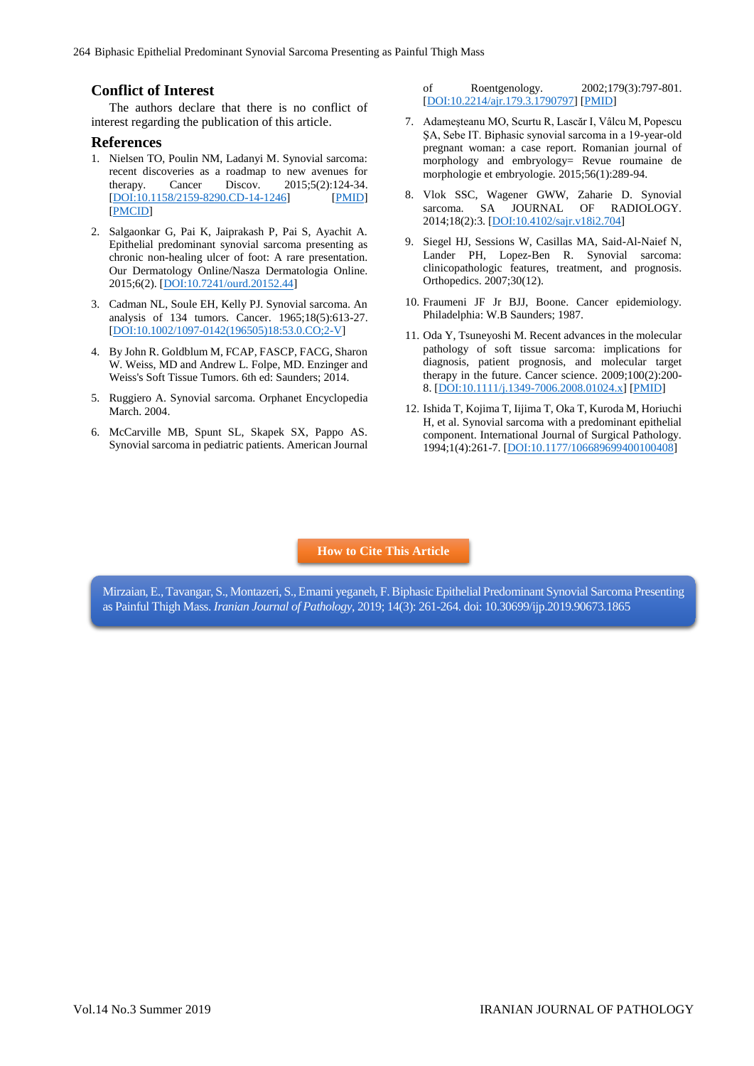## Conflict of Interest

The authors declare that there is no conflict of interest regarding the publication of this article.

## References

1. Nielsen TO, Poulin NM, Ladanyi M. Synovial sarcoma: recent discoveries as a roadmap to new avenues for therapy. Cancer Discov. 2015;5(2):124-34. [DOI:10.1158/2159-8290.CD-14-1246] [PMID] [PMCID]

2. Salgaonkar G, Pai K, Jaiprakash P, Pai S, Ayachit A. Epithelial predominant synovial sarcoma presenting as chronic non-healing ulcer of foot: A rare presentation. Our Dermatology Online/Nasza Dermatologia Online. 2015;6(2). [DOI:10.7241/ourd.20152.44]

3. Cadman NL, Soule EH, Kelly PJ. Synovial sarcoma. An analysis of 134 tumors. Cancer. 1965;18(5):613-27. [DOI:10.1002/1097-0142(196505)18:53.0.CO;2-V]

4. By John R. Goldblum M, FCAP, FASCP, FACG, Sharon W. Weiss, MD and Andrew L. Folpe, MD. Enzinger and Weiss's Soft Tissue Tumors. 6th ed: Saunders; 2014.

5. Ruggiero A. Synovial sarcoma. Orphanet Encyclopedia March. 2004.

6. McCarville MB, Spunt SL, Skapek SX, Pappo AS. Synovial sarcoma in pediatric patients. American Journal of Roentgenology. 2002;179(3):797-801. [DOI:10.2214/ajr.179.3.1790797] [PMID]

7. Adameşteanu MO, Scurtu R, Lascăr I, Vâlcu M, Popescu ŞA, Sebe IT. Biphasic synovial sarcoma in a 19-year-old pregnant woman: a case report. Romanian journal of morphology and embryology= Revue roumaine de morphologie et embryologie. 2015;56(1):289-94.

8. Vlok SSC, Wagener GWW, Zaharie D. Synovial sarcoma. SA JOURNAL OF RADIOLOGY. 2014;18(2):3. [DOI:10.4102/sajr.v18i2.704]

9. Siegel HJ, Sessions W, Casillas MA, Said-Al-Naief N, Lander PH, Lopez-Ben R. Synovial sarcoma: clinicopathologic features, treatment, and prognosis. Orthopedics. 2007;30(12).

10. Fraumeni JF Jr BJJ, Boone. Cancer epidemiology. Philadelphia: W.B Saunders; 1987.

11. Oda Y, Tsuneyoshi M. Recent advances in the molecular pathology of soft tissue sarcoma: implications for diagnosis, patient prognosis, and molecular target therapy in the future. Cancer science. 2009;100(2):200-8. [DOI:10.1111/j.1349-7006.2008.01024.x] [PMID]

12. Ishida T, Kojima T, Iijima T, Oka T, Kuroda M, Horiuchi H, et al. Synovial sarcoma with a predominant epithelial component. International Journal of Surgical Pathology. 1994;1(4):261-7. [DOI:10.1177/106689699400100408]

**How to Cite This Article**

Mirzaian, E., Tavangar, S., Montazeri, S., Emami yeganeh, F. Biphasic Epithelial Predominant Synovial Sarcoma Presenting as Painful Thigh Mass. *Iranian Journal of Pathology*, 2019; 14(3): 261-264. doi: 10.30699/ijp.2019.90673.1865